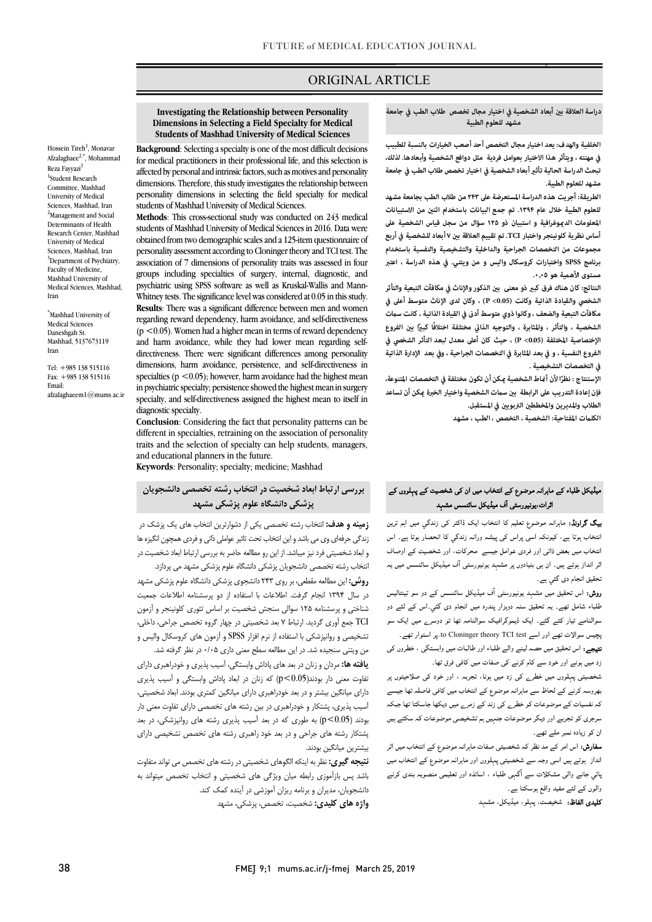ORIGINAL ARTICLE

# Investigating the Relationship between Personality Dimensions in Selecting a Field Specialty for Medical Students of Mashhad University of Medical Sciences

Hossein Tireh[1], Monavar Afzalaghaee[2,*], Mohammad Reza Fayyazi[3]

[1]Student Research Committee, Mashhad University of Medical Sciences, Mashhad, Iran
[2]Management and Social Determinants of Health Research Center, Mashhad University of Medical Sciences, Mashhad, Iran
[3]Department of Psychiatry, Faculty of Medicine, Mashhad University of Medical Sciences, Mashhad, Iran

[*]Mashhad University of Medical Sciences
Daneshgah St.
Mashhad, 5137673119
Iran

Tel: +985 138 515116
Fax: +985 138 515116
Email: afzalaghaeem1@mums.ac.ir

**Background**: Selecting a specialty is one of the most difficult decisions for medical practitioners in their professional life, and this selection is affected by personal and intrinsic factors, such as motives and personality dimensions. Therefore, this study investigates the relationship between personality dimensions in selecting the field specialty for medical students of Mashhad University of Medical Sciences.

**Methods**: This cross-sectional study was conducted on 243 medical students of Mashhad University of Medical Sciences in 2016. Data were obtained from two demographic scales and a 125-item questionnaire of personality assessment according to Cloninger theory and TCI test. The association of 7 dimensions of personality traits was assessed in four groups including specialties of surgery, internal, diagnostic, and psychiatric using SPSS software as well as Kruskal-Wallis and Mann-Whitney tests. The significance level was considered at 0.05 in this study.

**Results**: There was a significant difference between men and women regarding reward dependency, harm avoidance, and self-directiveness ($p < 0.05$). Women had a higher mean in terms of reward dependency and harm avoidance, while they had lower mean regarding self-directiveness. There were significant differences among personality dimensions, harm avoidance, persistence, and self-directiveness in specialties ($p < 0.05$); however, harm avoidance had the highest mean in psychiatric specialty; persistence showed the highest mean in surgery specialty, and self-directiveness assigned the highest mean to itself in diagnostic specialty.

**Conclusion**: Considering the fact that personality patterns can be different in specialties, retraining on the association of personality traits and the selection of specialty can help students, managers, and educational planners in the future.

**Keywords**: Personality; specialty; medicine; Mashhad

## دراسة العلاقة بين أبعاد الشخصية في اختيار مجال تخصص طلاب الطب في جامعة مشهد للعلوم الطبية

**الخلفية والهدف:** يعد اختيار مجال التخصص أحد أصعب الخيارات بالنسبة للطبيب في مهنته ، ويتأثر هذا الاختيار بعوامل فردية مثل دوافع الشخصية وأبعادها. لذلك، تبحث الدراسة الحالية تأثير أبعاد الشخصية في اختيار تخصص طلاب الطب في جامعة مشهد للعلوم الطبية.

**الطريقة:** أجريت هذه الدراسة المستعرضة على ٢٤٣ من طلاب الطب بجامعة مشهد للعلوم الطبية خلال عام ١٣٩٤. تم جمع البيانات باستخدام اثنين من الاستبيانات المعلومات الديموغرافية و استبيان ذو ١٢٥ سؤال من سجل قياس الشخصية على أساس نظرية كلونينجر واختبار TCI. تم تقييم العلاقة بين ٧ أبعاد للشخصية في أربع مجموعات من التخصصات الجراحية والداخلية والتشخيصية والنفسية باستخدام برنامج SPSS واختبارات كروسكال واليس و من ويتني. في هذه الدراسة ، اعتبر مستوى الأهمية هو ٠،٠٥.

**النتائج:** كان هناك فرق كبير ذو معنى بين الذكور والإناث في مكافآت التبعية والتأثر الشخصي والقيادة الذاتية وكانت (P <0.05) ، وكان لدى الإناث متوسط أعلى في مكافآت التبعية والضعف ، وكانوا ذوي متوسط أدنى في القيادة الذاتية ، كانت سمات الشخصية ، والتأثر ، والمثابرة ، والتوجيه الذاتي مختلفة اختلافًا كبيرًا بين الفروع الإختصاصية المختلفة (P <0.05) ، حيث كان أعلى معدل لبعد التأثر الشخصي في الفروع النفسية ، و في بعد المثابرة في التخصصات الجراحية ، وفي بعد الإدارة الذاتية في التخصصات التشخيصية .

**الإستنتاج :** نظرًا لأن أنماط الشخصية يمكن أن تكون مختلفة في التخصصات المتنوعة، فإن إعادة التدريب على الرابطة بين سمات الشخصية واختيار الخبرة يمكن أن تساعد الطلاب والمديرين والمخططين التربويين في المستقبل.

**الكلمات المفتاحية:** الشخصية ، التخصص ، الطب ، مشهد

## بررسی ارتباط ابعاد شخصیت در انتخاب رشته تخصصی دانشجویان پزشکی دانشگاه علوم پزشکی مشهد

**زمینه و هدف:** انتخاب رشته تخصصی یکی از دشوارترین انتخاب های یک پزشک در زندگی حرفه‌ای وی می باشد و این انتخاب تحت تاثیر عواملی ذاتی و فردی همچون انگیزه ها و ابعاد شخصیتی فرد نیز میباشد. از این رو مطالعه حاضر به بررسی ارتباط ابعاد شخصیت در انتخاب رشته تخصصی دانشجویان پزشکی دانشگاه علوم پزشکی مشهد می پردازد.

**روش:** این مطالعه مقطعی، بر روی ۲۴۳ دانشجوی پزشکی دانشگاه علوم پزشکی مشهد در سال ۱۳۹۴ انجام گرفت. اطلاعات با استفاده از دو پرسشنامه اطلاعات جمعیت شناختی و پرسشنامه ۱۲۵ سوالی سنجش شخصیت بر اساس تئوری کلونینجر و آزمون TCI جمع آوری گردید. ارتباط ۷ بعد شخصیتی در چهار گروه تخصص جراحی، داخلی، تشخیصی و روانپزشکی با استفاده از نرم افزار SPSS و آزمون های کروسکال والیس و من ویتنی سنجیده شد. در این مطالعه سطح معنی داری ۰/۰۵ در نظر گرفته شد.

**یافته ها:** مردان و زنان در بعد های پاداش وابستگی، آسیب پذیری و خودراهبری دارای تفاوت معنی دار بودند(p<0.05) که زنان در ابعاد پاداش وابستگی و آسیب پذیری دارای میانگین بیشتر و در بعد خودراهبری دارای میانگین کمتری بودند. ابعاد شخصیتی، آسیب پذیری، پشتکار و خودراهبری در بین رشته های تخصصی دارای تفاوت معنی دار بودند (p<0.05) به طوری که در بعد آسیب پذیری رشته های روانپزشکی، در بعد پشتکار رشته های جراحی و در بعد خود راهبری رشته های تخصص تشخیصی دارای بیشترین میانگین بودند.

**نتیجه گیری:** نظر به اینکه الگوهای شخصیتی در رشته های تخصص می تواند متفاوت باشد پس بازآموزی رابطه میان ویژگی های شخصیتی و انتخاب تخصص میتواند به دانشجویان، مدیران و برنامه ریزان آموزشی در آینده کمک کند.

**واژه های کلیدی:** شخصیت، تخصص، پزشکی، مشهد

## میڈیکل طلباء کے ماہرانہ موضوع کے انتخاب میں ان کی شخصیت کے پہلووں کے اثرات،یونیورسٹی آف میڈیکل سائنسس مشہد

**بیک گراونڈ:** ماہرانہ موضوع تعلیم کا انتخاب ایک ڈاکٹر کی زندگي میں اہم ترین انتخاب ہوتا ہے، کیونکہ اسی پراس کی پیشہ ورانہ زندگي کا انحصار ہوتا ہے۔ اس انتخاب میں بعض ذاتی اور فردی عوامل جیسے محرکات، اور شخصیت کے اوصاف اثر انداز ہوتے ہیں۔ ان ہی بنیادوں پر مشہد یونیورسٹی آف میڈیکل سائنسس میں یہ تحقیق انجام دی گئي ہے۔

**روش:** اس تحقیق میں مشہد یونیورسٹی آف میڈیکل سائنسس کے دو سو تینتالیس طلباء شامل تھے۔ یہ تحقیق سنہ دوہزار پندرہ میں انجام دی گئي۔اس کے لئے دو سوالنامے تیار کئے گئے۔ ایک ڈیموگرافیک سوالنامہ تھا تو دوسرے میں ایک سو پچیس سوالات تھے اور اسے Cloninger theory TCI test.to پر استوار تھے۔

**نتیجے:** اس تحقیق میں حصہ لینے والے طلباء اور طالبات میں وابستگي ، خطروں کی زد میں ہونے اور خود سے کام کرنے کی صفات میں کافی فرق تھا۔ شخصیتی پہلووں میں خطرے کی زد میں ہونا، تجربہ ، اور خود کی صلاحیتوں پر بھروسہ کرنے کے لحاظ سے ماہرانہ موضوع کے انتخاب میں کافی فاصلہ تھا جیسے کہ نفسیات کے موضوعات کو خطرے کی زند کے زمرے میں دیکھا جاسکتا تھا جبکہ سرجری کو تجربے اور دیگر موضوعات جنہیں ہم تشخیصی موضوعات کہ سکتے ہیں ان کو زیادہ نمبر ملے تھے۔

**سفارش:** اس امر کے مد نظر کہ شخصیتی صفات ماہرانہ موضوع کے انتخاب میں اثر انداز ہوتے ہیں اسی وجہ سے شخصیتی پہلووں اور ماہرانہ موضوع کے انتخاب میں پائي جانے والی مشکلات سے آگہی طلباء ، اساتذہ اور تعلیمی منصوبہ بندی کرنے والوں کے لئے مفید واقع ہوسکتا ہے۔

**کلیدی الفاظ:** شخصیت، پہلو، میڈیکل، مشہد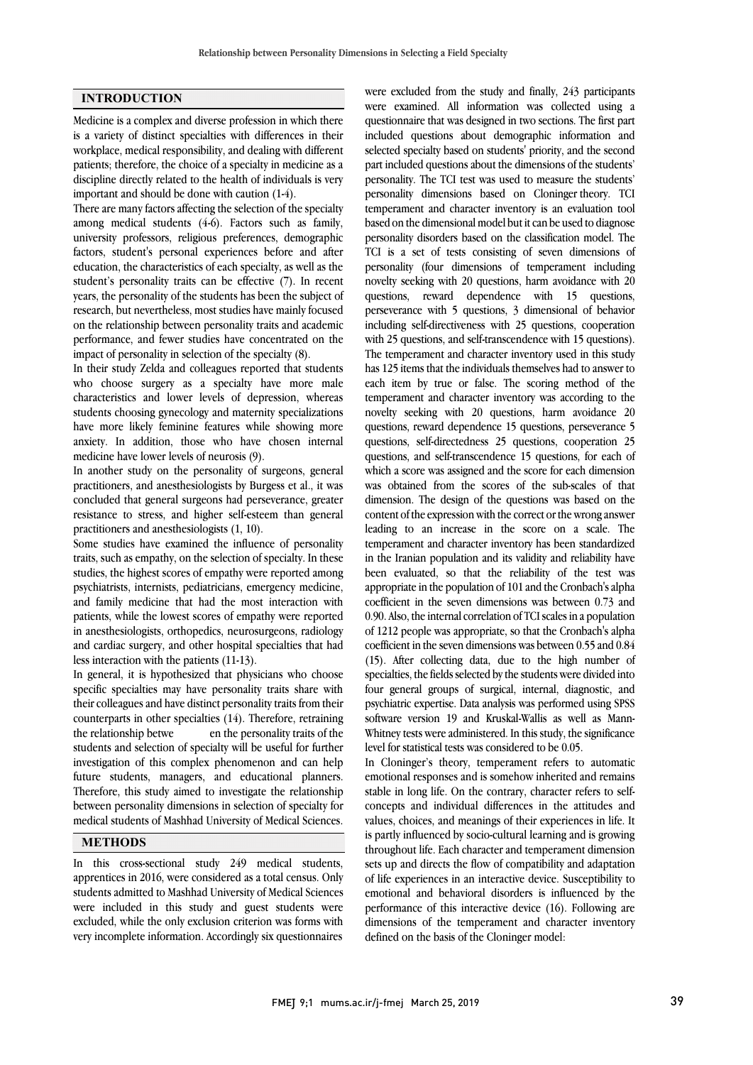## INTRODUCTION

Medicine is a complex and diverse profession in which there is a variety of distinct specialties with differences in their workplace, medical responsibility, and dealing with different patients; therefore, the choice of a specialty in medicine as a discipline directly related to the health of individuals is very important and should be done with caution (1-4).

There are many factors affecting the selection of the specialty among medical students (4-6). Factors such as family, university professors, religious preferences, demographic factors, student's personal experiences before and after education, the characteristics of each specialty, as well as the student's personality traits can be effective (7). In recent years, the personality of the students has been the subject of research, but nevertheless, most studies have mainly focused on the relationship between personality traits and academic performance, and fewer studies have concentrated on the impact of personality in selection of the specialty (8).

In their study Zelda and colleagues reported that students who choose surgery as a specialty have more male characteristics and lower levels of depression, whereas students choosing gynecology and maternity specializations have more likely feminine features while showing more anxiety. In addition, those who have chosen internal medicine have lower levels of neurosis (9).

In another study on the personality of surgeons, general practitioners, and anesthesiologists by Burgess et al., it was concluded that general surgeons had perseverance, greater resistance to stress, and higher self-esteem than general practitioners and anesthesiologists (1, 10).

Some studies have examined the influence of personality traits, such as empathy, on the selection of specialty. In these studies, the highest scores of empathy were reported among psychiatrists, internists, pediatricians, emergency medicine, and family medicine that had the most interaction with patients, while the lowest scores of empathy were reported in anesthesiologists, orthopedics, neurosurgeons, radiology and cardiac surgery, and other hospital specialties that had less interaction with the patients (11-13).

In general, it is hypothesized that physicians who choose specific specialties may have personality traits share with their colleagues and have distinct personality traits from their counterparts in other specialties (14). Therefore, retraining the relationship betwe en the personality traits of the students and selection of specialty will be useful for further investigation of this complex phenomenon and can help future students, managers, and educational planners. Therefore, this study aimed to investigate the relationship between personality dimensions in selection of specialty for medical students of Mashhad University of Medical Sciences.

## METHODS

In this cross-sectional study 249 medical students, apprentices in 2016, were considered as a total census. Only students admitted to Mashhad University of Medical Sciences were included in this study and guest students were excluded, while the only exclusion criterion was forms with very incomplete information. Accordingly six questionnaires were excluded from the study and finally, 243 participants were examined. All information was collected using a questionnaire that was designed in two sections. The first part included questions about demographic information and selected specialty based on students' priority, and the second part included questions about the dimensions of the students' personality. The TCI test was used to measure the students' personality dimensions based on Cloninger theory. TCI temperament and character inventory is an evaluation tool based on the dimensional model but it can be used to diagnose personality disorders based on the classification model. The TCI is a set of tests consisting of seven dimensions of personality (four dimensions of temperament including novelty seeking with 20 questions, harm avoidance with 20 questions, reward dependence with 15 questions, perseverance with 5 questions, 3 dimensional of behavior including self-directiveness with 25 questions, cooperation with 25 questions, and self-transcendence with 15 questions). The temperament and character inventory used in this study has 125 items that the individuals themselves had to answer to each item by true or false. The scoring method of the temperament and character inventory was according to the novelty seeking with 20 questions, harm avoidance 20 questions, reward dependence 15 questions, perseverance 5 questions, self-directedness 25 questions, cooperation 25 questions, and self-transcendence 15 questions, for each of which a score was assigned and the score for each dimension was obtained from the scores of the sub-scales of that dimension. The design of the questions was based on the content of the expression with the correct or the wrong answer leading to an increase in the score on a scale. The temperament and character inventory has been standardized in the Iranian population and its validity and reliability have been evaluated, so that the reliability of the test was appropriate in the population of 101 and the Cronbach's alpha coefficient in the seven dimensions was between 0.73 and 0.90. Also, the internal correlation of TCI scales in a population of 1212 people was appropriate, so that the Cronbach's alpha coefficient in the seven dimensions was between 0.55 and 0.84 (15). After collecting data, due to the high number of specialties, the fields selected by the students were divided into four general groups of surgical, internal, diagnostic, and psychiatric expertise. Data analysis was performed using SPSS software version 19 and Kruskal-Wallis as well as Mann-Whitney tests were administered. In this study, the significance level for statistical tests was considered to be 0.05.

In Cloninger's theory, temperament refers to automatic emotional responses and is somehow inherited and remains stable in long life. On the contrary, character refers to self-concepts and individual differences in the attitudes and values, choices, and meanings of their experiences in life. It is partly influenced by socio-cultural learning and is growing throughout life. Each character and temperament dimension sets up and directs the flow of compatibility and adaptation of life experiences in an interactive device. Susceptibility to emotional and behavioral disorders is influenced by the performance of this interactive device (16). Following are dimensions of the temperament and character inventory defined on the basis of the Cloninger model: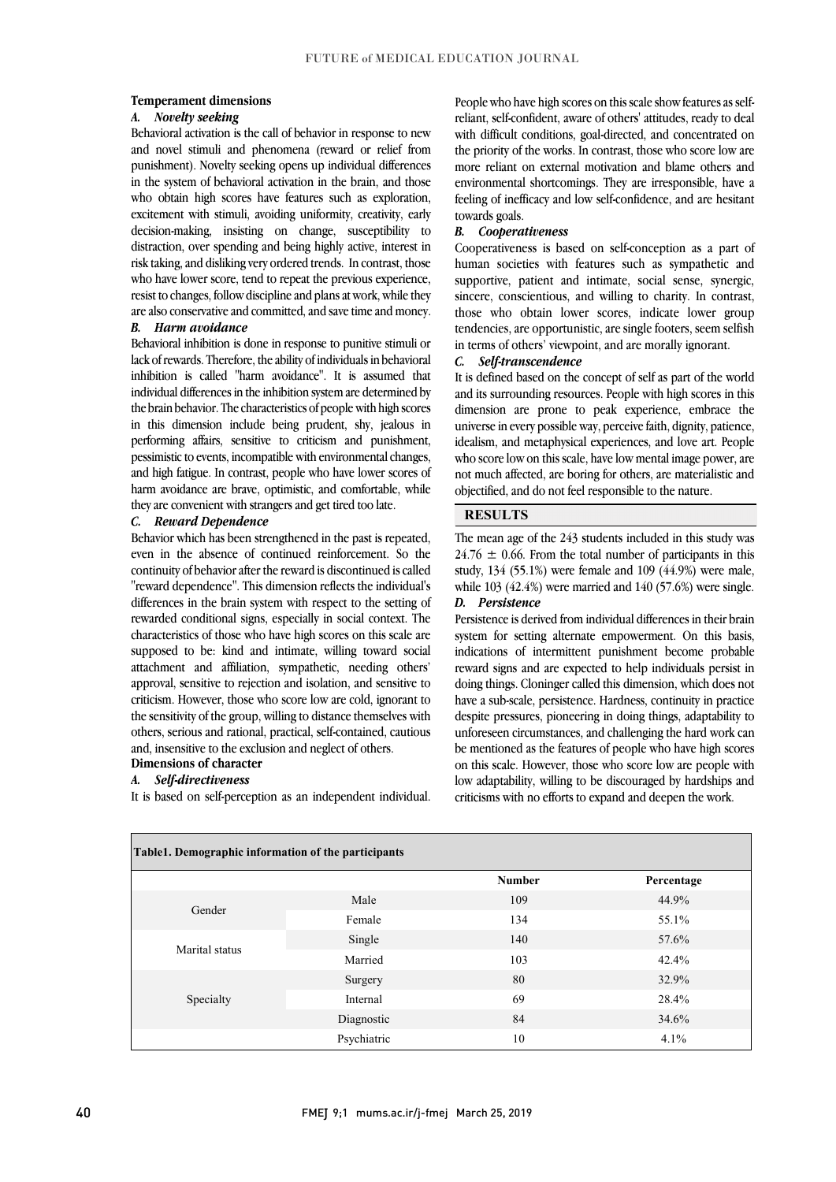### Temperament dimensions

#### *A. Novelty seeking*

Behavioral activation is the call of behavior in response to new and novel stimuli and phenomena (reward or relief from punishment). Novelty seeking opens up individual differences in the system of behavioral activation in the brain, and those who obtain high scores have features such as exploration, excitement with stimuli, avoiding uniformity, creativity, early decision-making, insisting on change, susceptibility to distraction, over spending and being highly active, interest in risk taking, and disliking very ordered trends. In contrast, those who have lower score, tend to repeat the previous experience, resist to changes, follow discipline and plans at work, while they are also conservative and committed, and save time and money.

#### *B. Harm avoidance*

Behavioral inhibition is done in response to punitive stimuli or lack of rewards. Therefore, the ability of individuals in behavioral inhibition is called "harm avoidance". It is assumed that individual differences in the inhibition system are determined by the brain behavior. The characteristics of people with high scores in this dimension include being prudent, shy, jealous in performing affairs, sensitive to criticism and punishment, pessimistic to events, incompatible with environmental changes, and high fatigue. In contrast, people who have lower scores of harm avoidance are brave, optimistic, and comfortable, while they are convenient with strangers and get tired too late.

#### *C. Reward Dependence*

Behavior which has been strengthened in the past is repeated, even in the absence of continued reinforcement. So the continuity of behavior after the reward is discontinued is called "reward dependence". This dimension reflects the individual's differences in the brain system with respect to the setting of rewarded conditional signs, especially in social context. The characteristics of those who have high scores on this scale are supposed to be: kind and intimate, willing toward social attachment and affiliation, sympathetic, needing others' approval, sensitive to rejection and isolation, and sensitive to criticism. However, those who score low are cold, ignorant to the sensitivity of the group, willing to distance themselves with others, serious and rational, practical, self-contained, cautious and, insensitive to the exclusion and neglect of others.

### Dimensions of character

#### *A. Self-directiveness*

It is based on self-perception as an independent individual. People who have high scores on this scale show features as self-reliant, self-confident, aware of others' attitudes, ready to deal with difficult conditions, goal-directed, and concentrated on the priority of the works. In contrast, those who score low are more reliant on external motivation and blame others and environmental shortcomings. They are irresponsible, have a feeling of inefficacy and low self-confidence, and are hesitant towards goals.

#### *B. Cooperativeness*

Cooperativeness is based on self-conception as a part of human societies with features such as sympathetic and supportive, patient and intimate, social sense, synergic, sincere, conscientious, and willing to charity. In contrast, those who obtain lower scores, indicate lower group tendencies, are opportunistic, are single footers, seem selfish in terms of others' viewpoint, and are morally ignorant.

#### *C. Self-transcendence*

It is defined based on the concept of self as part of the world and its surrounding resources. People with high scores in this dimension are prone to peak experience, embrace the universe in every possible way, perceive faith, dignity, patience, idealism, and metaphysical experiences, and love art. People who score low on this scale, have low mental image power, are not much affected, are boring for others, are materialistic and objectified, and do not feel responsible to the nature.

## RESULTS

The mean age of the 243 students included in this study was $24.76 \pm 0.66$. From the total number of participants in this study, 134 (55.1%) were female and 109 (44.9%) were male, while 103 (42.4%) were married and 140 (57.6%) were single.

#### *D. Persistence*

Persistence is derived from individual differences in their brain system for setting alternate empowerment. On this basis, indications of intermittent punishment become probable reward signs and are expected to help individuals persist in doing things. Cloninger called this dimension, which does not have a sub-scale, persistence. Hardness, continuity in practice despite pressures, pioneering in doing things, adaptability to unforeseen circumstances, and challenging the hard work can be mentioned as the features of people who have high scores on this scale. However, those who score low are people with low adaptability, willing to be discouraged by hardships and criticisms with no efforts to expand and deepen the work.

**Table1. Demographic information of the participants**

| | | Number | Percentage |
|---|---|---|---|
| Gender | Male | 109 | 44.9% |
| | Female | 134 | 55.1% |
| Marital status | Single | 140 | 57.6% |
| | Married | 103 | 42.4% |
| Specialty | Surgery | 80 | 32.9% |
| | Internal | 69 | 28.4% |
| | Diagnostic | 84 | 34.6% |
| | Psychiatric | 10 | 4.1% |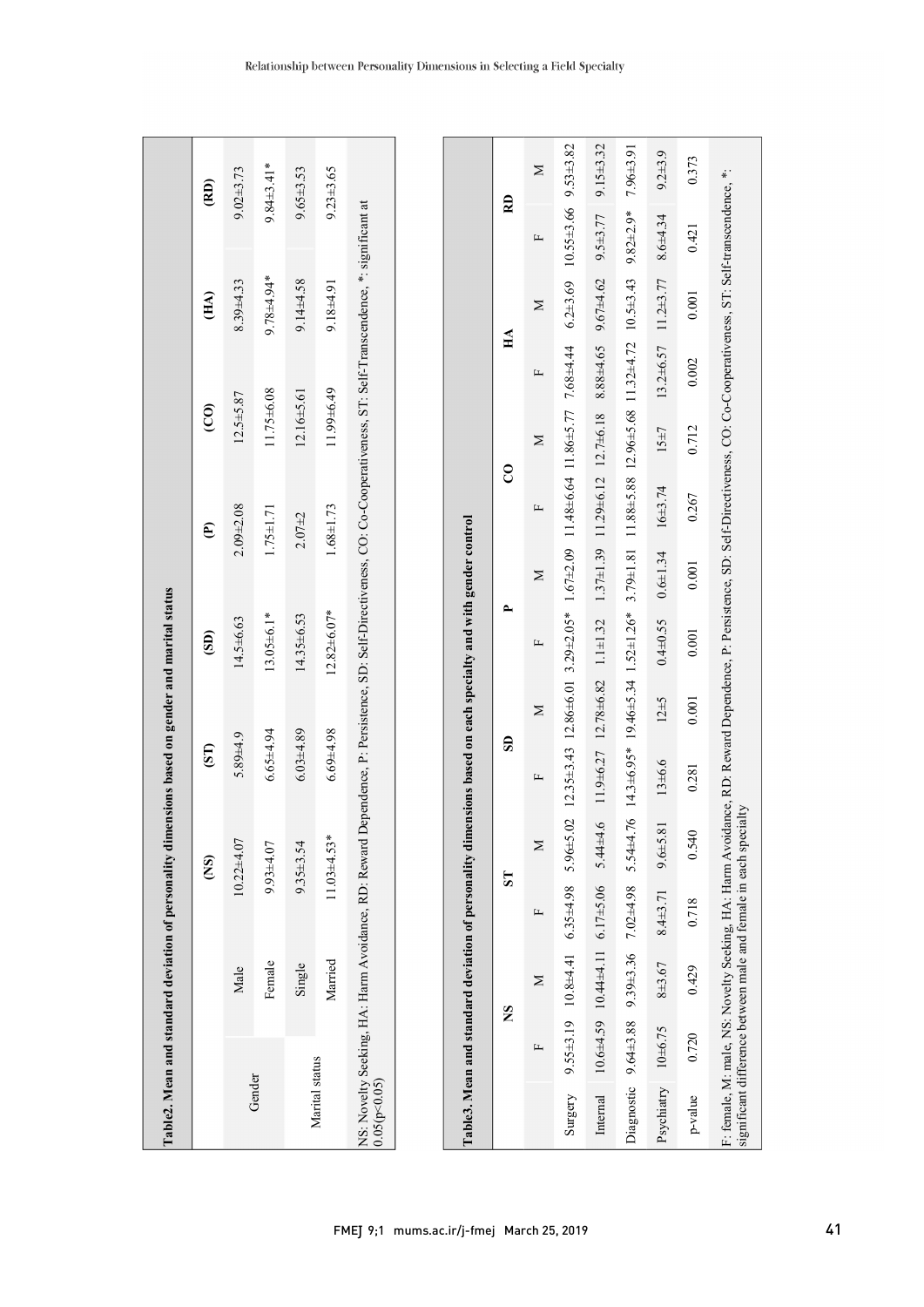**Table2. Mean and standard deviation of personality dimensions based on gender and marital status**

| | | (NS) | (ST) | (SD) | (P) | (CO) | (HA) | (RD) |
|---|---|---|---|---|---|---|---|---|
| Gender | Male | 10.22±4.07 | 5.89±4.9 | 14.5±6.63 | 2.09±2.08 | 12.5±5.87 | 8.39±4.33 | 9.02±3.73 |
| | Female | 9.93±4.07 | 6.65±4.94 | 13.05±6.1* | 1.75±1.71 | 11.75±6.08 | 9.78±4.94* | 9.84±3.41* |
| Marital status | Single | 9.35±3.54 | 6.03±4.89 | 14.35±6.53 | 2.07±2 | 12.16±5.61 | 9.14±4.58 | 9.65±3.53 |
| | Married | 11.03±4.53* | 6.69±4.98 | 12.82±6.07* | 1.68±1.73 | 11.99±6.49 | 9.18±4.91 | 9.23±3.65 |

NS: Novelty Seeking, HA: Harm Avoidance, RD: Reward Dependence, P: Persistence, SD: Self-Directiveness, CO: Co-Cooperativeness, ST: Self-Transcendence, *: significant at 0.05(p<0.05)

**Table3. Mean and standard deviation of personality dimensions based on each specialty and with gender control**

| | NS | | ST | | SD | | P | | CO | | HA | | RD | |
|---|---|---|---|---|---|---|---|---|---|---|---|---|---|---|
| | F | M | F | M | F | M | F | M | F | M | F | M | F | M |
| Surgery | 9.55±3.19 | 10.8±4.41 | 6.35±4.98 | 5.96±5.02 | 12.35±3.43 | 12.86±6.01 | 3.29±2.05* | 1.67±2.09 | 11.48±6.64 | 11.86±5.77 | 7.68±4.44 | 6.2±3.69 | 10.55±3.66 | 9.53±3.82 |
| Internal | 10.6±4.59 | 10.44±4.11 | 6.17±5.06 | 5.44±4.6 | 11.9±6.27 | 12.78±6.82 | 1.1±1.32 | 1.37±1.39 | 11.29±6.12 | 12.7±6.18 | 8.88±4.65 | 9.67±4.62 | 9.5±3.77 | 9.15±3.32 |
| Diagnostic | 9.64±3.88 | 9.39±3.36 | 7.02±4.98 | 5.54±4.76 | 14.3±6.95* | 19.46±5.34 | 1.52±1.26* | 3.79±1.81 | 11.88±5.88 | 12.96±5.68 | 11.32±4.72 | 10.5±3.43 | 9.82±2.9* | 7.96±3.91 |
| Psychiatry | 10±6.75 | 8±3.67 | 8.4±3.71 | 9.6±5.81 | 13±6.6 | 12±5 | 0.4±0.55 | 0.6±1.34 | 16±3.74 | 15±7 | 13.2±6.57 | 11.2±3.77 | 8.6±4.34 | 9.2±3.9 |
| p-value | 0.720 | 0.429 | 0.718 | 0.540 | 0.281 | 0.001 | 0.001 | 0.001 | 0.267 | 0.712 | 0.002 | 0.001 | 0.421 | 0.373 |

F: female, M: male, NS: Novelty Seeking, HA: Harm Avoidance, RD: Reward Dependence, P: Persistence, SD: Self-Directiveness, CO: Co-Cooperativeness, ST: Self-transcendence, *: significant difference between male and female in each specialty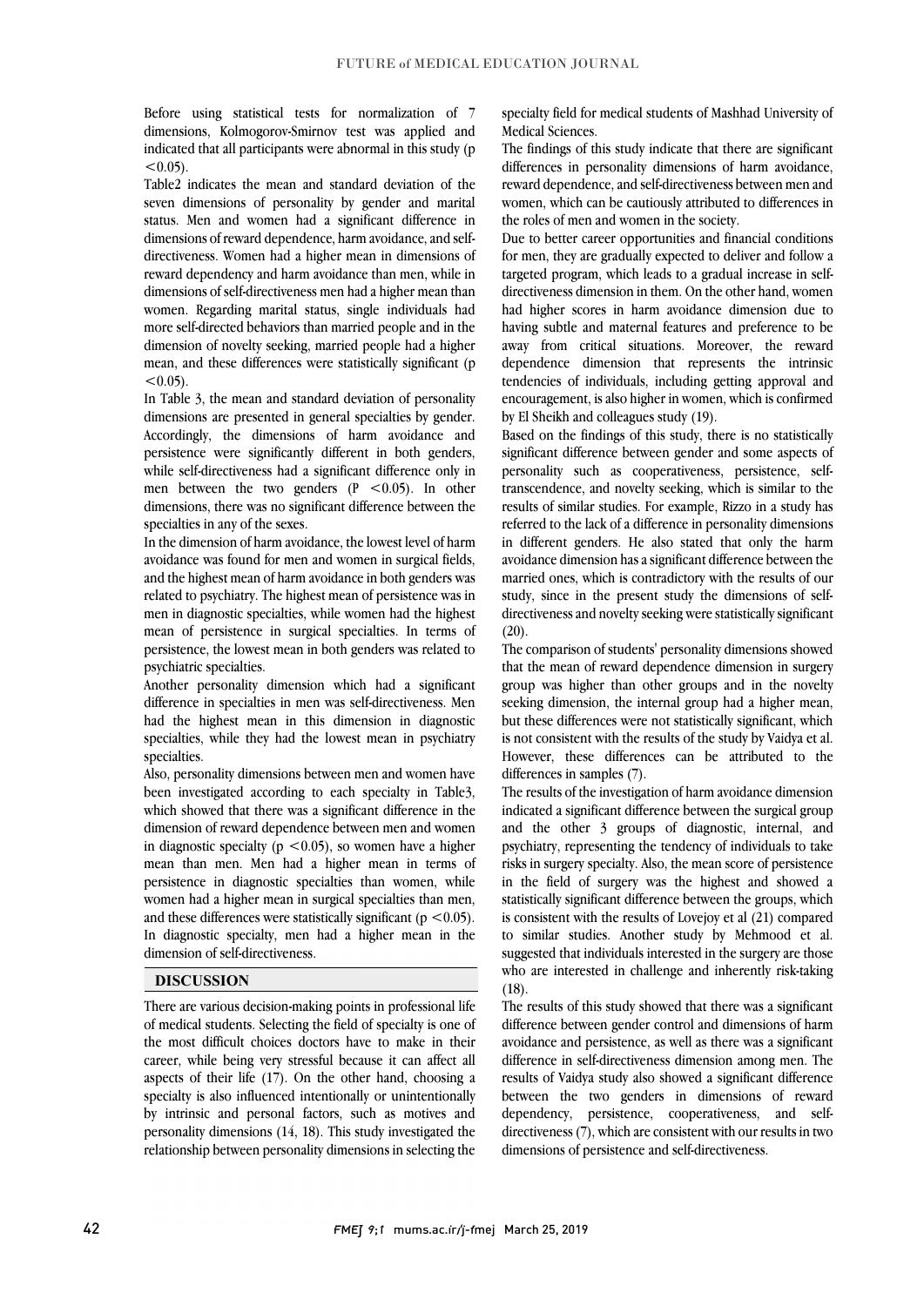Before using statistical tests for normalization of 7 dimensions, Kolmogorov-Smirnov test was applied and indicated that all participants were abnormal in this study ($p < 0.05$).

Table2 indicates the mean and standard deviation of the seven dimensions of personality by gender and marital status. Men and women had a significant difference in dimensions of reward dependence, harm avoidance, and self-directiveness. Women had a higher mean in dimensions of reward dependency and harm avoidance than men, while in dimensions of self-directiveness men had a higher mean than women. Regarding marital status, single individuals had more self-directed behaviors than married people and in the dimension of novelty seeking, married people had a higher mean, and these differences were statistically significant ($p < 0.05$).

In Table 3, the mean and standard deviation of personality dimensions are presented in general specialties by gender. Accordingly, the dimensions of harm avoidance and persistence were significantly different in both genders, while self-directiveness had a significant difference only in men between the two genders ($P < 0.05$). In other dimensions, there was no significant difference between the specialties in any of the sexes.

In the dimension of harm avoidance, the lowest level of harm avoidance was found for men and women in surgical fields, and the highest mean of harm avoidance in both genders was related to psychiatry. The highest mean of persistence was in men in diagnostic specialties, while women had the highest mean of persistence in surgical specialties. In terms of persistence, the lowest mean in both genders was related to psychiatric specialties.

Another personality dimension which had a significant difference in specialties in men was self-directiveness. Men had the highest mean in this dimension in diagnostic specialties, while they had the lowest mean in psychiatry specialties.

Also, personality dimensions between men and women have been investigated according to each specialty in Table3, which showed that there was a significant difference in the dimension of reward dependence between men and women in diagnostic specialty ($p < 0.05$), so women have a higher mean than men. Men had a higher mean in terms of persistence in diagnostic specialties than women, while women had a higher mean in surgical specialties than men, and these differences were statistically significant ($p < 0.05$). In diagnostic specialty, men had a higher mean in the dimension of self-directiveness.

## DISCUSSION

There are various decision-making points in professional life of medical students. Selecting the field of specialty is one of the most difficult choices doctors have to make in their career, while being very stressful because it can affect all aspects of their life (17). On the other hand, choosing a specialty is also influenced intentionally or unintentionally by intrinsic and personal factors, such as motives and personality dimensions (14, 18). This study investigated the relationship between personality dimensions in selecting the specialty field for medical students of Mashhad University of Medical Sciences.

The findings of this study indicate that there are significant differences in personality dimensions of harm avoidance, reward dependence, and self-directiveness between men and women, which can be cautiously attributed to differences in the roles of men and women in the society.

Due to better career opportunities and financial conditions for men, they are gradually expected to deliver and follow a targeted program, which leads to a gradual increase in self-directiveness dimension in them. On the other hand, women had higher scores in harm avoidance dimension due to having subtle and maternal features and preference to be away from critical situations. Moreover, the reward dependence dimension that represents the intrinsic tendencies of individuals, including getting approval and encouragement, is also higher in women, which is confirmed by El Sheikh and colleagues study (19).

Based on the findings of this study, there is no statistically significant difference between gender and some aspects of personality such as cooperativeness, persistence, self-transcendence, and novelty seeking, which is similar to the results of similar studies. For example, Rizzo in a study has referred to the lack of a difference in personality dimensions in different genders. He also stated that only the harm avoidance dimension has a significant difference between the married ones, which is contradictory with the results of our study, since in the present study the dimensions of self-directiveness and novelty seeking were statistically significant (20).

The comparison of students' personality dimensions showed that the mean of reward dependence dimension in surgery group was higher than other groups and in the novelty seeking dimension, the internal group had a higher mean, but these differences were not statistically significant, which is not consistent with the results of the study by Vaidya et al. However, these differences can be attributed to the differences in samples (7).

The results of the investigation of harm avoidance dimension indicated a significant difference between the surgical group and the other 3 groups of diagnostic, internal, and psychiatry, representing the tendency of individuals to take risks in surgery specialty. Also, the mean score of persistence in the field of surgery was the highest and showed a statistically significant difference between the groups, which is consistent with the results of Lovejoy et al (21) compared to similar studies. Another study by Mehmood et al. suggested that individuals interested in the surgery are those who are interested in challenge and inherently risk-taking (18).

The results of this study showed that there was a significant difference between gender control and dimensions of harm avoidance and persistence, as well as there was a significant difference in self-directiveness dimension among men. The results of Vaidya study also showed a significant difference between the two genders in dimensions of reward dependency, persistence, cooperativeness, and self-directiveness (7), which are consistent with our results in two dimensions of persistence and self-directiveness.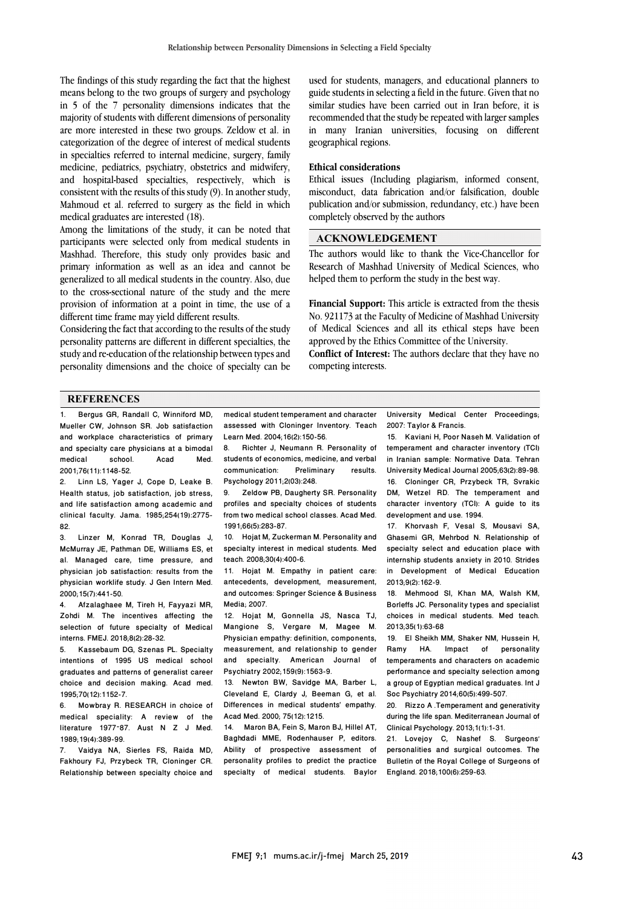The findings of this study regarding the fact that the highest means belong to the two groups of surgery and psychology in 5 of the 7 personality dimensions indicates that the majority of students with different dimensions of personality are more interested in these two groups. Zeldow et al. in categorization of the degree of interest of medical students in specialties referred to internal medicine, surgery, family medicine, pediatrics, psychiatry, obstetrics and midwifery, and hospital-based specialties, respectively, which is consistent with the results of this study (9). In another study, Mahmoud et al. referred to surgery as the field in which medical graduates are interested (18).

Among the limitations of the study, it can be noted that participants were selected only from medical students in Mashhad. Therefore, this study only provides basic and primary information as well as an idea and cannot be generalized to all medical students in the country. Also, due to the cross-sectional nature of the study and the mere provision of information at a point in time, the use of a different time frame may yield different results.

Considering the fact that according to the results of the study personality patterns are different in different specialties, the study and re-education of the relationship between types and personality dimensions and the choice of specialty can be used for students, managers, and educational planners to guide students in selecting a field in the future. Given that no similar studies have been carried out in Iran before, it is recommended that the study be repeated with larger samples in many Iranian universities, focusing on different geographical regions.

### Ethical considerations

Ethical issues (Including plagiarism, informed consent, misconduct, data fabrication and/or falsification, double publication and/or submission, redundancy, etc.) have been completely observed by the authors

## ACKNOWLEDGEMENT

The authors would like to thank the Vice-Chancellor for Research of Mashhad University of Medical Sciences, who helped them to perform the study in the best way.

**Financial Support:** This article is extracted from the thesis No. 921173 at the Faculty of Medicine of Mashhad University of Medical Sciences and all its ethical steps have been approved by the Ethics Committee of the University.

**Conflict of Interest:** The authors declare that they have no competing interests.

## REFERENCES

1. Bergus GR, Randall C, Winniford MD, Mueller CW, Johnson SR. Job satisfaction and workplace characteristics of primary and specialty care physicians at a bimodal medical school. Acad Med. 2001;76(11):1148-52.
2. Linn LS, Yager J, Cope D, Leake B. Health status, job satisfaction, job stress, and life satisfaction among academic and clinical faculty. Jama. 1985;254(19):2775-82.
3. Linzer M, Konrad TR, Douglas J, McMurray JE, Pathman DE, Williams ES, et al. Managed care, time pressure, and physician job satisfaction: results from the physician worklife study. J Gen Intern Med. 2000;15(7):441-50.
4. Afzalaghaee M, Tireh H, Fayyazi MR, Zohdi M. The incentives affecting the selection of future specialty of Medical interns. FMEJ. 2018;8(2):28-32.
5. Kassebaum DG, Szenas PL. Specialty intentions of 1995 US medical school graduates and patterns of generalist career choice and decision making. Acad med. 1995;70(12):1152-7.
6. Mowbray R. RESEARCH in choice of medical speciality: A review of the literature 1977-87. Aust N Z J Med. 1989;19(4):389-99.
7. Vaidya NA, Sierles FS, Raida MD, Fakhoury FJ, Przybeck TR, Cloninger CR. Relationship between specialty choice and medical student temperament and character assessed with Cloninger Inventory. Teach Learn Med. 2004;16(2):150-56.
8. Richter J, Neumann R. Personality of students of economics, medicine, and verbal communication: Preliminary results. Psychology 2011;2(03):248.
9. Zeldow PB, Daugherty SR. Personality profiles and specialty choices of students from two medical school classes. Acad Med. 1991;66(5):283-87.
10. Hojat M, Zuckerman M. Personality and specialty interest in medical students. Med teach. 2008;30(4):400-6.
11. Hojat M. Empathy in patient care: antecedents, development, measurement, and outcomes: Springer Science & Business Media; 2007.
12. Hojat M, Gonnella JS, Nasca TJ, Mangione S, Vergare M, Magee M. Physician empathy: definition, components, measurement, and relationship to gender and specialty. American Journal of Psychiatry 2002;159(9):1563-9.
13. Newton BW, Savidge MA, Barber L, Cleveland E, Clardy J, Beeman G, et al. Differences in medical students' empathy. Acad Med. 2000; 75(12):1215.
14. Maron BA, Fein S, Maron BJ, Hillel AT, Baghdadi MME, Rodenhauser P, editors. Ability of prospective assessment of personality profiles to predict the practice specialty of medical students. Baylor University Medical Center Proceedings; 2007: Taylor & Francis.
15. Kaviani H, Poor Naseh M. Validation of temperament and character inventory (TCI) in Iranian sample: Normative Data. Tehran University Medical Journal 2005;63(2):89-98.
16. Cloninger CR, Przybeck TR, Svrakic DM, Wetzel RD. The temperament and character inventory (TCI): A guide to its development and use. 1994.
17. Khorvash F, Vesal S, Mousavi SA, Ghasemi GR, Mehrbod N. Relationship of specialty select and education place with internship students anxiety in 2010. Strides in Development of Medical Education 2013;9(2):162-9.
18. Mehmood SI, Khan MA, Walsh KM, Borleffs JC. Personality types and specialist choices in medical students. Med teach. 2013;35(1):63-68
19. El Sheikh MM, Shaker NM, Hussein H, Ramy HA. Impact of personality temperaments and characters on academic performance and specialty selection among a group of Egyptian medical graduates. Int J Soc Psychiatry 2014;60(5):499-507.
20. Rizzo A .Temperament and generativity during the life span. Mediterranean Journal of Clinical Psychology. 2013;1(1):1-31.
21. Lovejoy C, Nashef S. Surgeons' personalities and surgical outcomes. The Bulletin of the Royal College of Surgeons of England. 2018;100(6):259-63.